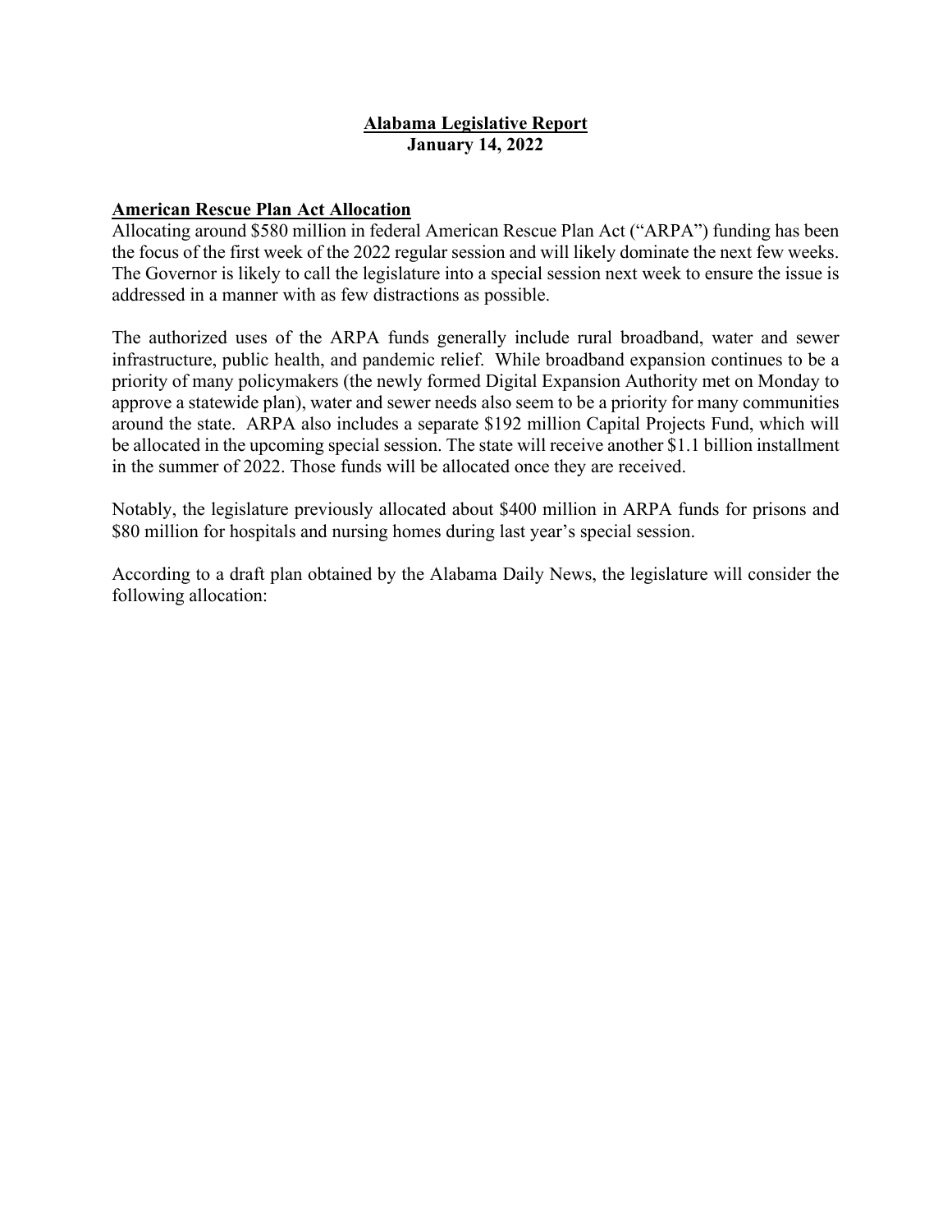# Alabama Legislative Report
**January 14, 2022**

## American Rescue Plan Act Allocation

Allocating around $580 million in federal American Rescue Plan Act ("ARPA") funding has been the focus of the first week of the 2022 regular session and will likely dominate the next few weeks. The Governor is likely to call the legislature into a special session next week to ensure the issue is addressed in a manner with as few distractions as possible.

The authorized uses of the ARPA funds generally include rural broadband, water and sewer infrastructure, public health, and pandemic relief. While broadband expansion continues to be a priority of many policymakers (the newly formed Digital Expansion Authority met on Monday to approve a statewide plan), water and sewer needs also seem to be a priority for many communities around the state. ARPA also includes a separate $192 million Capital Projects Fund, which will be allocated in the upcoming special session. The state will receive another $1.1 billion installment in the summer of 2022. Those funds will be allocated once they are received.

Notably, the legislature previously allocated about $400 million in ARPA funds for prisons and $80 million for hospitals and nursing homes during last year's special session.

According to a draft plan obtained by the Alabama Daily News, the legislature will consider the following allocation: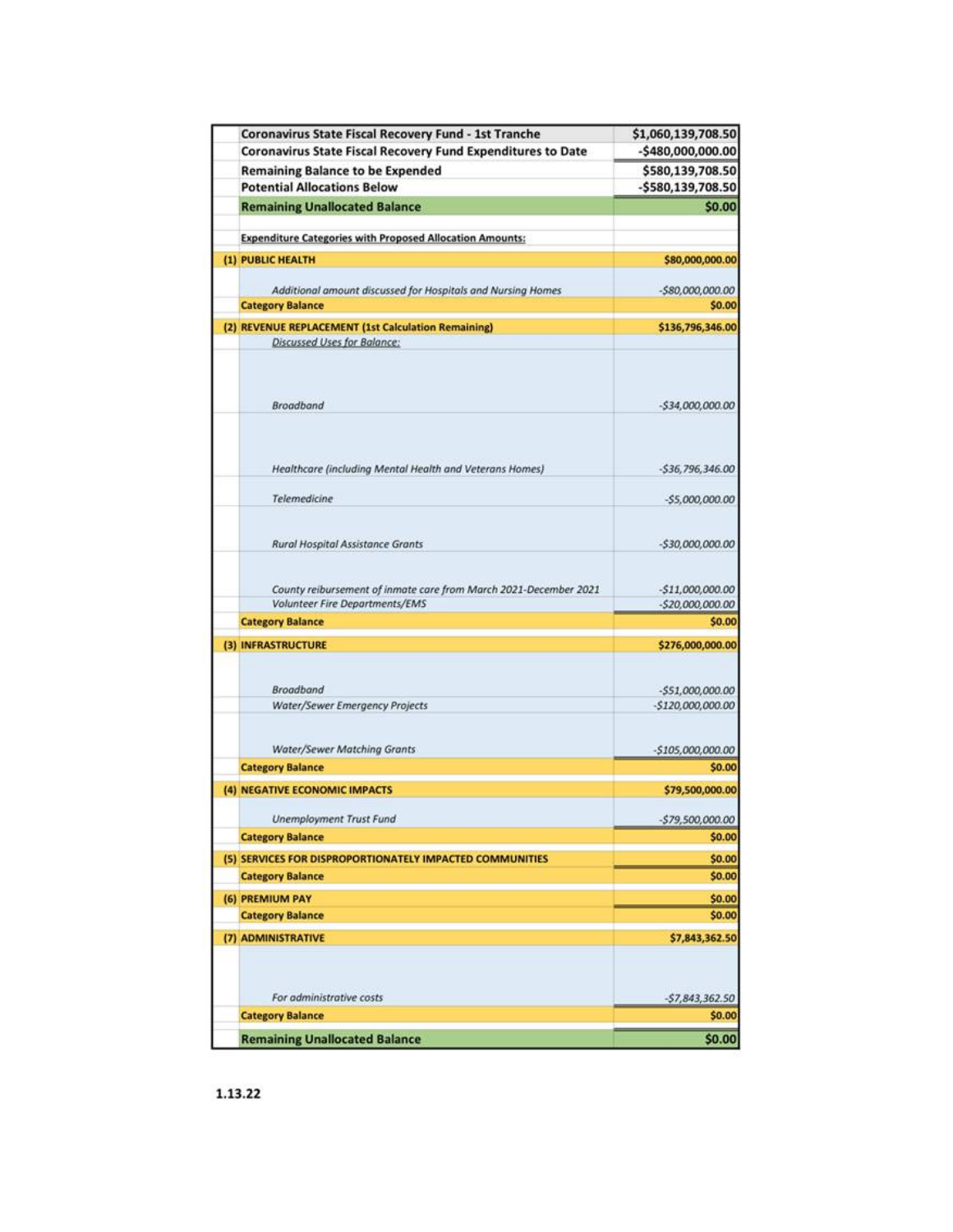| | | |
|---|---|---|
| | **Coronavirus State Fiscal Recovery Fund - 1st Tranche** | **$1,060,139,708.50** |
| | **Coronavirus State Fiscal Recovery Fund Expenditures to Date** | **-$480,000,000.00** |
| | **Remaining Balance to be Expended** | **$580,139,708.50** |
| | **Potential Allocations Below** | **-$580,139,708.50** |
| | **Remaining Unallocated Balance** | **$0.00** |
| | | |
| | **Expenditure Categories with Proposed Allocation Amounts:** | |
| **(1)** | **PUBLIC HEALTH** | **$80,000,000.00** |
| | *Additional amount discussed for Hospitals and Nursing Homes* | *-$80,000,000.00* |
| | **Category Balance** | **$0.00** |
| **(2)** | **REVENUE REPLACEMENT (1st Calculation Remaining)** | **$136,796,346.00** |
| | *Discussed Uses for Balance:* | |
| | *Broadband* | *-$34,000,000.00* |
| | *Healthcare (including Mental Health and Veterans Homes)* | *-$36,796,346.00* |
| | *Telemedicine* | *-$5,000,000.00* |
| | *Rural Hospital Assistance Grants* | *-$30,000,000.00* |
| | *County reibursement of inmate care from March 2021-December 2021* | *-$11,000,000.00* |
| | *Volunteer Fire Departments/EMS* | *-$20,000,000.00* |
| | **Category Balance** | **$0.00** |
| **(3)** | **INFRASTRUCTURE** | **$276,000,000.00** |
| | *Broadband* | *-$51,000,000.00* |
| | *Water/Sewer Emergency Projects* | *-$120,000,000.00* |
| | *Water/Sewer Matching Grants* | *-$105,000,000.00* |
| | **Category Balance** | **$0.00** |
| **(4)** | **NEGATIVE ECONOMIC IMPACTS** | **$79,500,000.00** |
| | *Unemployment Trust Fund* | *-$79,500,000.00* |
| | **Category Balance** | **$0.00** |
| **(5)** | **SERVICES FOR DISPROPORTIONATELY IMPACTED COMMUNITIES** | **$0.00** |
| | **Category Balance** | **$0.00** |
| **(6)** | **PREMIUM PAY** | **$0.00** |
| | **Category Balance** | **$0.00** |
| **(7)** | **ADMINISTRATIVE** | **$7,843,362.50** |
| | *For administrative costs* | *-$7,843,362.50* |
| | **Category Balance** | **$0.00** |
| | **Remaining Unallocated Balance** | **$0.00** |

**1.13.22**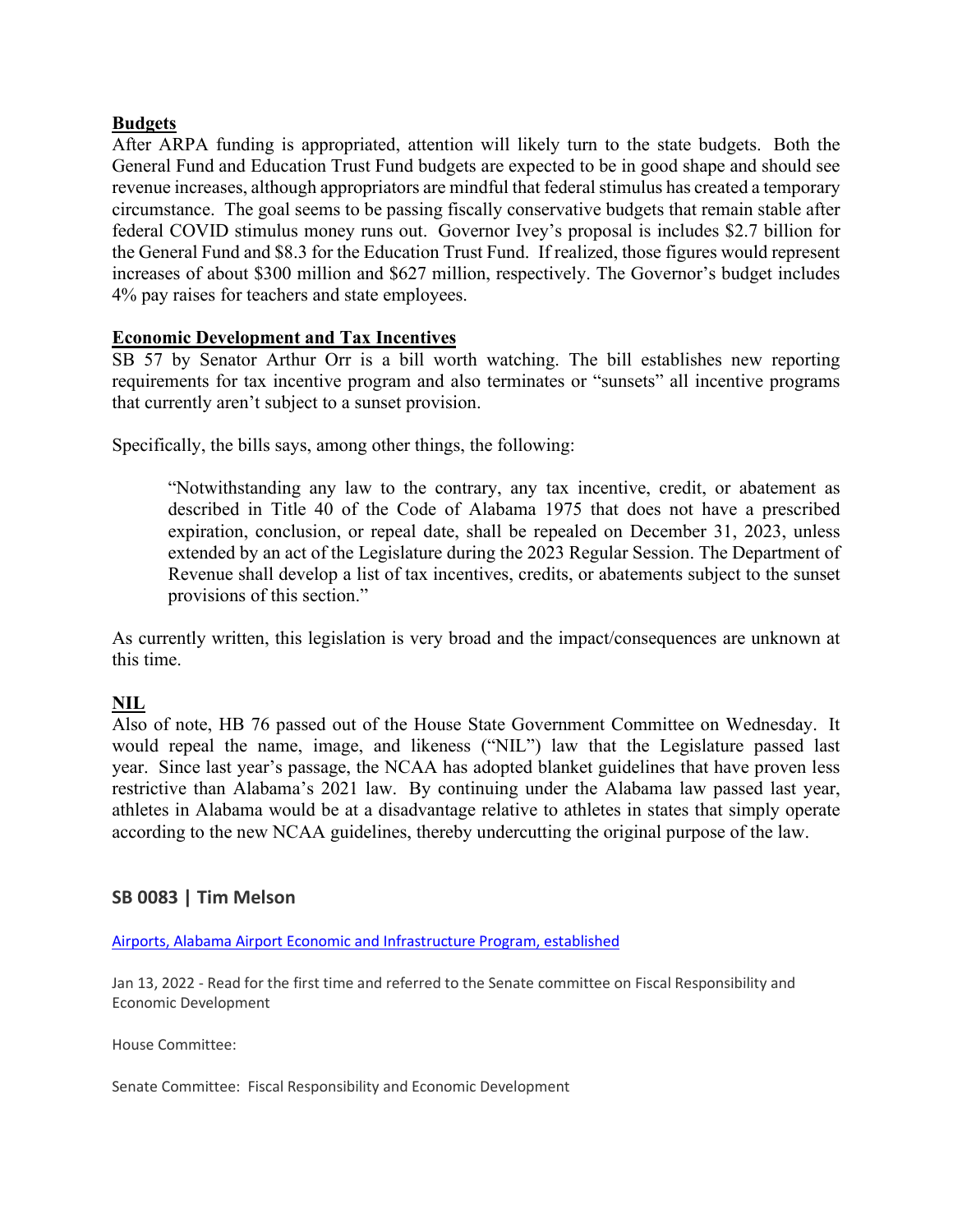**Budgets**

After ARPA funding is appropriated, attention will likely turn to the state budgets. Both the General Fund and Education Trust Fund budgets are expected to be in good shape and should see revenue increases, although appropriators are mindful that federal stimulus has created a temporary circumstance. The goal seems to be passing fiscally conservative budgets that remain stable after federal COVID stimulus money runs out. Governor Ivey's proposal is includes $2.7 billion for the General Fund and $8.3 for the Education Trust Fund. If realized, those figures would represent increases of about $300 million and $627 million, respectively. The Governor's budget includes 4% pay raises for teachers and state employees.

**Economic Development and Tax Incentives**

SB 57 by Senator Arthur Orr is a bill worth watching. The bill establishes new reporting requirements for tax incentive program and also terminates or "sunsets" all incentive programs that currently aren't subject to a sunset provision.

Specifically, the bills says, among other things, the following:

> "Notwithstanding any law to the contrary, any tax incentive, credit, or abatement as described in Title 40 of the Code of Alabama 1975 that does not have a prescribed expiration, conclusion, or repeal date, shall be repealed on December 31, 2023, unless extended by an act of the Legislature during the 2023 Regular Session. The Department of Revenue shall develop a list of tax incentives, credits, or abatements subject to the sunset provisions of this section."

As currently written, this legislation is very broad and the impact/consequences are unknown at this time.

**NIL**

Also of note, HB 76 passed out of the House State Government Committee on Wednesday. It would repeal the name, image, and likeness ("NIL") law that the Legislature passed last year. Since last year's passage, the NCAA has adopted blanket guidelines that have proven less restrictive than Alabama's 2021 law. By continuing under the Alabama law passed last year, athletes in Alabama would be at a disadvantage relative to athletes in states that simply operate according to the new NCAA guidelines, thereby undercutting the original purpose of the law.

### SB 0083 | Tim Melson

Airports, Alabama Airport Economic and Infrastructure Program, established

Jan 13, 2022 - Read for the first time and referred to the Senate committee on Fiscal Responsibility and Economic Development

House Committee:

Senate Committee: Fiscal Responsibility and Economic Development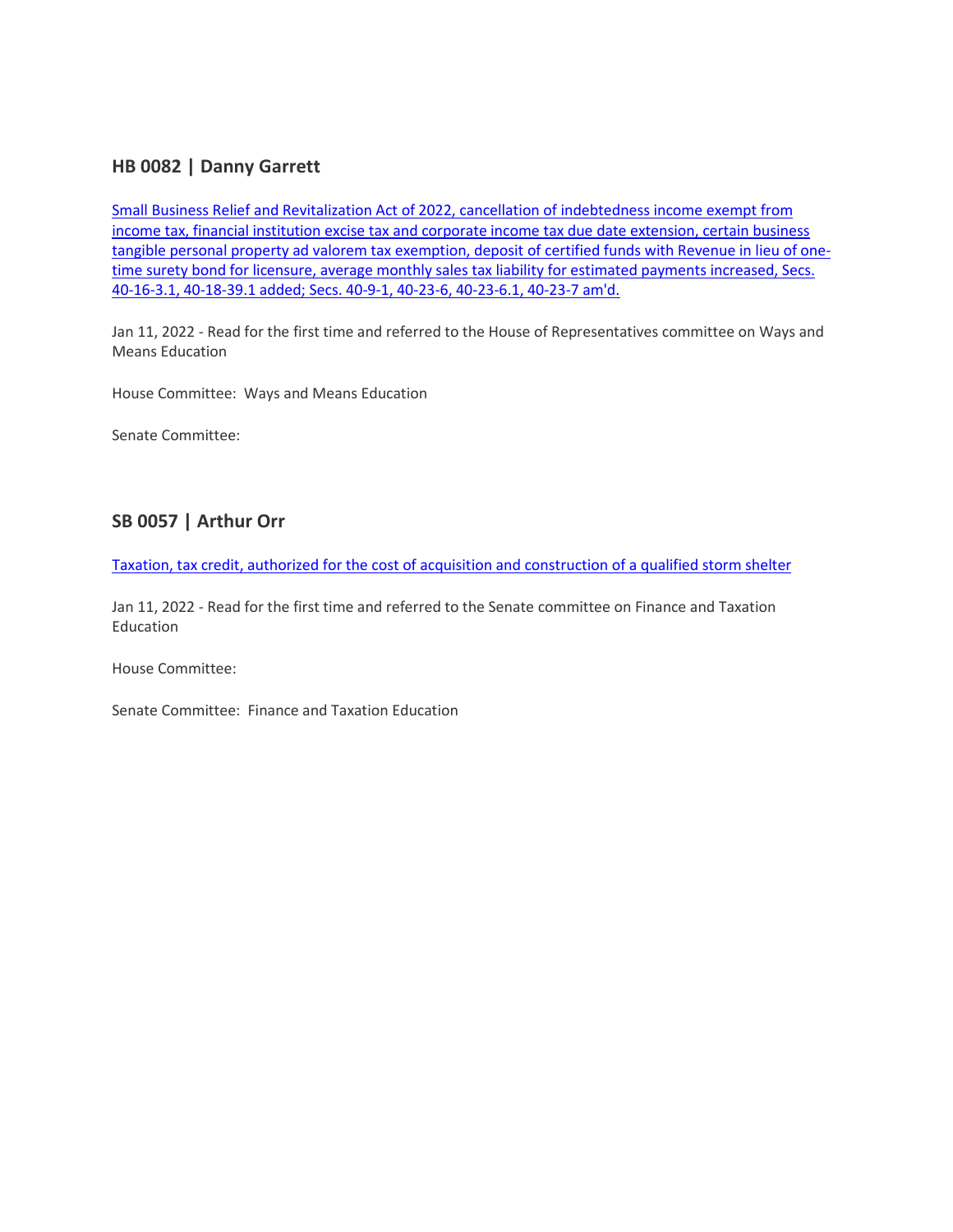### HB 0082 | Danny Garrett

Small Business Relief and Revitalization Act of 2022, cancellation of indebtedness income exempt from income tax, financial institution excise tax and corporate income tax due date extension, certain business tangible personal property ad valorem tax exemption, deposit of certified funds with Revenue in lieu of one-time surety bond for licensure, average monthly sales tax liability for estimated payments increased, Secs. 40-16-3.1, 40-18-39.1 added; Secs. 40-9-1, 40-23-6, 40-23-6.1, 40-23-7 am'd.

Jan 11, 2022 - Read for the first time and referred to the House of Representatives committee on Ways and Means Education

House Committee: Ways and Means Education

Senate Committee:

### SB 0057 | Arthur Orr

Taxation, tax credit, authorized for the cost of acquisition and construction of a qualified storm shelter

Jan 11, 2022 - Read for the first time and referred to the Senate committee on Finance and Taxation Education

House Committee:

Senate Committee: Finance and Taxation Education